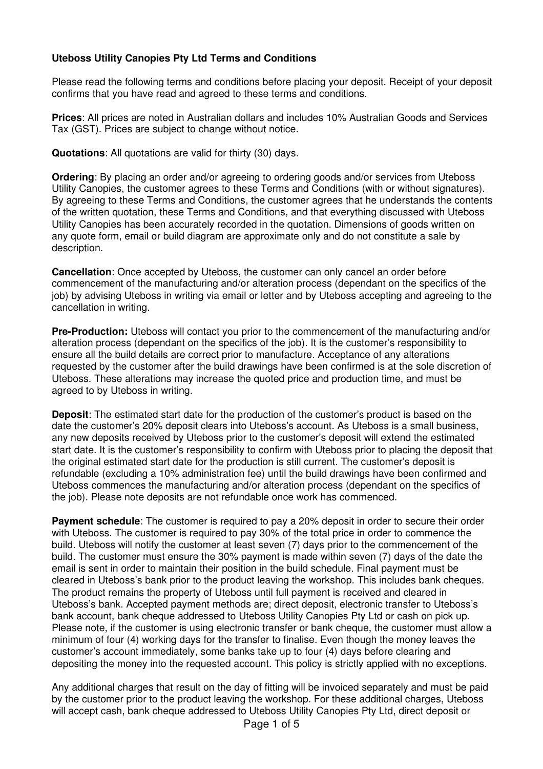**Uteboss Utility Canopies Pty Ltd Terms and Conditions**

Please read the following terms and conditions before placing your deposit. Receipt of your deposit confirms that you have read and agreed to these terms and conditions.

**Prices**: All prices are noted in Australian dollars and includes 10% Australian Goods and Services Tax (GST). Prices are subject to change without notice.

**Quotations**: All quotations are valid for thirty (30) days.

**Ordering**: By placing an order and/or agreeing to ordering goods and/or services from Uteboss Utility Canopies, the customer agrees to these Terms and Conditions (with or without signatures). By agreeing to these Terms and Conditions, the customer agrees that he understands the contents of the written quotation, these Terms and Conditions, and that everything discussed with Uteboss Utility Canopies has been accurately recorded in the quotation. Dimensions of goods written on any quote form, email or build diagram are approximate only and do not constitute a sale by description.

**Cancellation**: Once accepted by Uteboss, the customer can only cancel an order before commencement of the manufacturing and/or alteration process (dependant on the specifics of the job) by advising Uteboss in writing via email or letter and by Uteboss accepting and agreeing to the cancellation in writing.

**Pre-Production:** Uteboss will contact you prior to the commencement of the manufacturing and/or alteration process (dependant on the specifics of the job). It is the customer's responsibility to ensure all the build details are correct prior to manufacture. Acceptance of any alterations requested by the customer after the build drawings have been confirmed is at the sole discretion of Uteboss. These alterations may increase the quoted price and production time, and must be agreed to by Uteboss in writing.

**Deposit**: The estimated start date for the production of the customer's product is based on the date the customer's 20% deposit clears into Uteboss's account. As Uteboss is a small business, any new deposits received by Uteboss prior to the customer's deposit will extend the estimated start date. It is the customer's responsibility to confirm with Uteboss prior to placing the deposit that the original estimated start date for the production is still current. The customer's deposit is refundable (excluding a 10% administration fee) until the build drawings have been confirmed and Uteboss commences the manufacturing and/or alteration process (dependant on the specifics of the job). Please note deposits are not refundable once work has commenced.

**Payment schedule**: The customer is required to pay a 20% deposit in order to secure their order with Uteboss. The customer is required to pay 30% of the total price in order to commence the build. Uteboss will notify the customer at least seven (7) days prior to the commencement of the build. The customer must ensure the 30% payment is made within seven (7) days of the date the email is sent in order to maintain their position in the build schedule. Final payment must be cleared in Uteboss's bank prior to the product leaving the workshop. This includes bank cheques. The product remains the property of Uteboss until full payment is received and cleared in Uteboss's bank. Accepted payment methods are; direct deposit, electronic transfer to Uteboss's bank account, bank cheque addressed to Uteboss Utility Canopies Pty Ltd or cash on pick up. Please note, if the customer is using electronic transfer or bank cheque, the customer must allow a minimum of four (4) working days for the transfer to finalise. Even though the money leaves the customer's account immediately, some banks take up to four (4) days before clearing and depositing the money into the requested account. This policy is strictly applied with no exceptions.

Any additional charges that result on the day of fitting will be invoiced separately and must be paid by the customer prior to the product leaving the workshop. For these additional charges, Uteboss will accept cash, bank cheque addressed to Uteboss Utility Canopies Pty Ltd, direct deposit or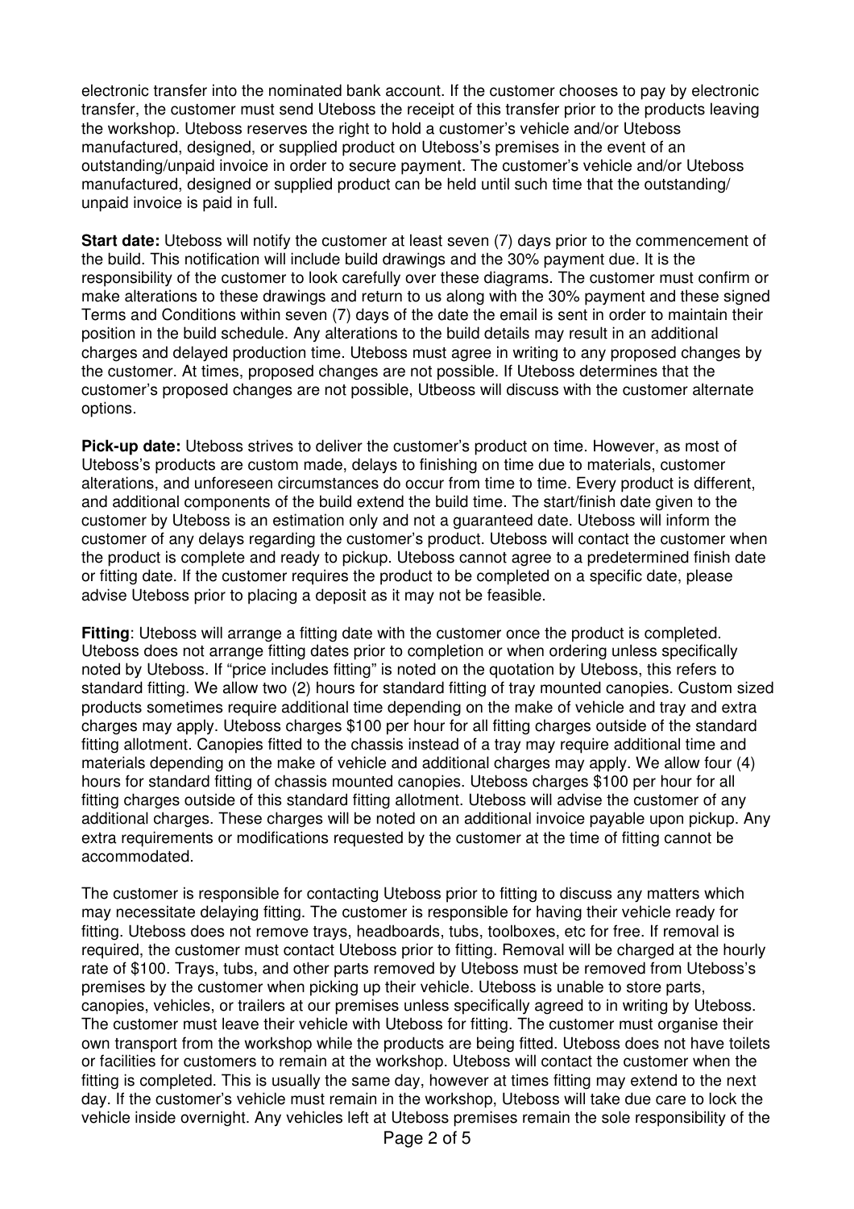electronic transfer into the nominated bank account. If the customer chooses to pay by electronic transfer, the customer must send Uteboss the receipt of this transfer prior to the products leaving the workshop. Uteboss reserves the right to hold a customer's vehicle and/or Uteboss manufactured, designed, or supplied product on Uteboss's premises in the event of an outstanding/unpaid invoice in order to secure payment. The customer's vehicle and/or Uteboss manufactured, designed or supplied product can be held until such time that the outstanding/ unpaid invoice is paid in full.

**Start date:** Uteboss will notify the customer at least seven (7) days prior to the commencement of the build. This notification will include build drawings and the 30% payment due. It is the responsibility of the customer to look carefully over these diagrams. The customer must confirm or make alterations to these drawings and return to us along with the 30% payment and these signed Terms and Conditions within seven (7) days of the date the email is sent in order to maintain their position in the build schedule. Any alterations to the build details may result in an additional charges and delayed production time. Uteboss must agree in writing to any proposed changes by the customer. At times, proposed changes are not possible. If Uteboss determines that the customer's proposed changes are not possible, Utbeoss will discuss with the customer alternate options.

**Pick-up date:** Uteboss strives to deliver the customer's product on time. However, as most of Uteboss's products are custom made, delays to finishing on time due to materials, customer alterations, and unforeseen circumstances do occur from time to time. Every product is different, and additional components of the build extend the build time. The start/finish date given to the customer by Uteboss is an estimation only and not a guaranteed date. Uteboss will inform the customer of any delays regarding the customer's product. Uteboss will contact the customer when the product is complete and ready to pickup. Uteboss cannot agree to a predetermined finish date or fitting date. If the customer requires the product to be completed on a specific date, please advise Uteboss prior to placing a deposit as it may not be feasible.

**Fitting**: Uteboss will arrange a fitting date with the customer once the product is completed. Uteboss does not arrange fitting dates prior to completion or when ordering unless specifically noted by Uteboss. If "price includes fitting" is noted on the quotation by Uteboss, this refers to standard fitting. We allow two (2) hours for standard fitting of tray mounted canopies. Custom sized products sometimes require additional time depending on the make of vehicle and tray and extra charges may apply. Uteboss charges $100 per hour for all fitting charges outside of the standard fitting allotment. Canopies fitted to the chassis instead of a tray may require additional time and materials depending on the make of vehicle and additional charges may apply. We allow four (4) hours for standard fitting of chassis mounted canopies. Uteboss charges $100 per hour for all fitting charges outside of this standard fitting allotment. Uteboss will advise the customer of any additional charges. These charges will be noted on an additional invoice payable upon pickup. Any extra requirements or modifications requested by the customer at the time of fitting cannot be accommodated.

The customer is responsible for contacting Uteboss prior to fitting to discuss any matters which may necessitate delaying fitting. The customer is responsible for having their vehicle ready for fitting. Uteboss does not remove trays, headboards, tubs, toolboxes, etc for free. If removal is required, the customer must contact Uteboss prior to fitting. Removal will be charged at the hourly rate of $100. Trays, tubs, and other parts removed by Uteboss must be removed from Uteboss's premises by the customer when picking up their vehicle. Uteboss is unable to store parts, canopies, vehicles, or trailers at our premises unless specifically agreed to in writing by Uteboss. The customer must leave their vehicle with Uteboss for fitting. The customer must organise their own transport from the workshop while the products are being fitted. Uteboss does not have toilets or facilities for customers to remain at the workshop. Uteboss will contact the customer when the fitting is completed. This is usually the same day, however at times fitting may extend to the next day. If the customer's vehicle must remain in the workshop, Uteboss will take due care to lock the vehicle inside overnight. Any vehicles left at Uteboss premises remain the sole responsibility of the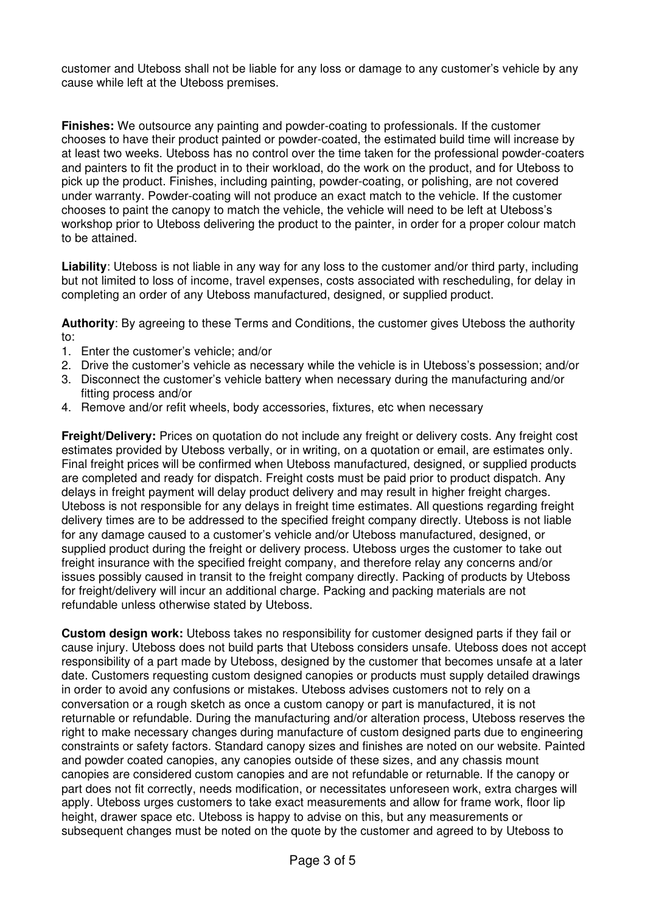customer and Uteboss shall not be liable for any loss or damage to any customer's vehicle by any cause while left at the Uteboss premises.

**Finishes:** We outsource any painting and powder-coating to professionals. If the customer chooses to have their product painted or powder-coated, the estimated build time will increase by at least two weeks. Uteboss has no control over the time taken for the professional powder-coaters and painters to fit the product in to their workload, do the work on the product, and for Uteboss to pick up the product. Finishes, including painting, powder-coating, or polishing, are not covered under warranty. Powder-coating will not produce an exact match to the vehicle. If the customer chooses to paint the canopy to match the vehicle, the vehicle will need to be left at Uteboss's workshop prior to Uteboss delivering the product to the painter, in order for a proper colour match to be attained.

**Liability**: Uteboss is not liable in any way for any loss to the customer and/or third party, including but not limited to loss of income, travel expenses, costs associated with rescheduling, for delay in completing an order of any Uteboss manufactured, designed, or supplied product.

**Authority**: By agreeing to these Terms and Conditions, the customer gives Uteboss the authority to:

1. Enter the customer's vehicle; and/or
2. Drive the customer's vehicle as necessary while the vehicle is in Uteboss's possession; and/or
3. Disconnect the customer's vehicle battery when necessary during the manufacturing and/or fitting process and/or
4. Remove and/or refit wheels, body accessories, fixtures, etc when necessary

**Freight/Delivery:** Prices on quotation do not include any freight or delivery costs. Any freight cost estimates provided by Uteboss verbally, or in writing, on a quotation or email, are estimates only. Final freight prices will be confirmed when Uteboss manufactured, designed, or supplied products are completed and ready for dispatch. Freight costs must be paid prior to product dispatch. Any delays in freight payment will delay product delivery and may result in higher freight charges. Uteboss is not responsible for any delays in freight time estimates. All questions regarding freight delivery times are to be addressed to the specified freight company directly. Uteboss is not liable for any damage caused to a customer's vehicle and/or Uteboss manufactured, designed, or supplied product during the freight or delivery process. Uteboss urges the customer to take out freight insurance with the specified freight company, and therefore relay any concerns and/or issues possibly caused in transit to the freight company directly. Packing of products by Uteboss for freight/delivery will incur an additional charge. Packing and packing materials are not refundable unless otherwise stated by Uteboss.

**Custom design work:** Uteboss takes no responsibility for customer designed parts if they fail or cause injury. Uteboss does not build parts that Uteboss considers unsafe. Uteboss does not accept responsibility of a part made by Uteboss, designed by the customer that becomes unsafe at a later date. Customers requesting custom designed canopies or products must supply detailed drawings in order to avoid any confusions or mistakes. Uteboss advises customers not to rely on a conversation or a rough sketch as once a custom canopy or part is manufactured, it is not returnable or refundable. During the manufacturing and/or alteration process, Uteboss reserves the right to make necessary changes during manufacture of custom designed parts due to engineering constraints or safety factors. Standard canopy sizes and finishes are noted on our website. Painted and powder coated canopies, any canopies outside of these sizes, and any chassis mount canopies are considered custom canopies and are not refundable or returnable. If the canopy or part does not fit correctly, needs modification, or necessitates unforeseen work, extra charges will apply. Uteboss urges customers to take exact measurements and allow for frame work, floor lip height, drawer space etc. Uteboss is happy to advise on this, but any measurements or subsequent changes must be noted on the quote by the customer and agreed to by Uteboss to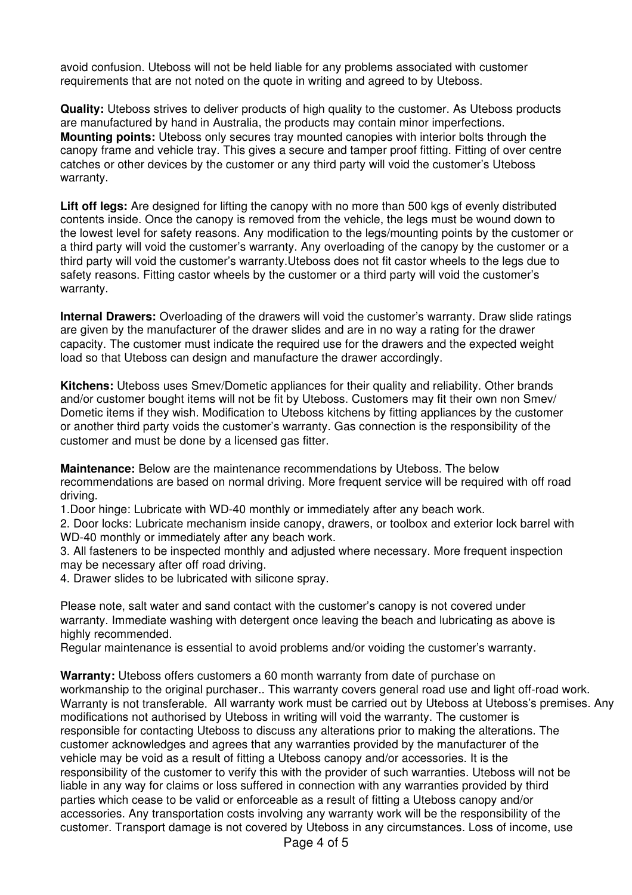avoid confusion. Uteboss will not be held liable for any problems associated with customer requirements that are not noted on the quote in writing and agreed to by Uteboss.

**Quality:** Uteboss strives to deliver products of high quality to the customer. As Uteboss products are manufactured by hand in Australia, the products may contain minor imperfections.
**Mounting points:** Uteboss only secures tray mounted canopies with interior bolts through the canopy frame and vehicle tray. This gives a secure and tamper proof fitting. Fitting of over centre catches or other devices by the customer or any third party will void the customer's Uteboss warranty.

**Lift off legs:** Are designed for lifting the canopy with no more than 500 kgs of evenly distributed contents inside. Once the canopy is removed from the vehicle, the legs must be wound down to the lowest level for safety reasons. Any modification to the legs/mounting points by the customer or a third party will void the customer's warranty. Any overloading of the canopy by the customer or a third party will void the customer's warranty.Uteboss does not fit castor wheels to the legs due to safety reasons. Fitting castor wheels by the customer or a third party will void the customer's warranty.

**Internal Drawers:** Overloading of the drawers will void the customer's warranty. Draw slide ratings are given by the manufacturer of the drawer slides and are in no way a rating for the drawer capacity. The customer must indicate the required use for the drawers and the expected weight load so that Uteboss can design and manufacture the drawer accordingly.

**Kitchens:** Uteboss uses Smev/Dometic appliances for their quality and reliability. Other brands and/or customer bought items will not be fit by Uteboss. Customers may fit their own non Smev/ Dometic items if they wish. Modification to Uteboss kitchens by fitting appliances by the customer or another third party voids the customer's warranty. Gas connection is the responsibility of the customer and must be done by a licensed gas fitter.

**Maintenance:** Below are the maintenance recommendations by Uteboss. The below recommendations are based on normal driving. More frequent service will be required with off road driving.

1.Door hinge: Lubricate with WD-40 monthly or immediately after any beach work.
2. Door locks: Lubricate mechanism inside canopy, drawers, or toolbox and exterior lock barrel with WD-40 monthly or immediately after any beach work.
3. All fasteners to be inspected monthly and adjusted where necessary. More frequent inspection may be necessary after off road driving.
4. Drawer slides to be lubricated with silicone spray.

Please note, salt water and sand contact with the customer's canopy is not covered under warranty. Immediate washing with detergent once leaving the beach and lubricating as above is highly recommended.
Regular maintenance is essential to avoid problems and/or voiding the customer's warranty.

**Warranty:** Uteboss offers customers a 60 month warranty from date of purchase on workmanship to the original purchaser.. This warranty covers general road use and light off-road work. Warranty is not transferable. All warranty work must be carried out by Uteboss at Uteboss's premises. Any modifications not authorised by Uteboss in writing will void the warranty. The customer is responsible for contacting Uteboss to discuss any alterations prior to making the alterations. The customer acknowledges and agrees that any warranties provided by the manufacturer of the vehicle may be void as a result of fitting a Uteboss canopy and/or accessories. It is the responsibility of the customer to verify this with the provider of such warranties. Uteboss will not be liable in any way for claims or loss suffered in connection with any warranties provided by third parties which cease to be valid or enforceable as a result of fitting a Uteboss canopy and/or accessories. Any transportation costs involving any warranty work will be the responsibility of the customer. Transport damage is not covered by Uteboss in any circumstances. Loss of income, use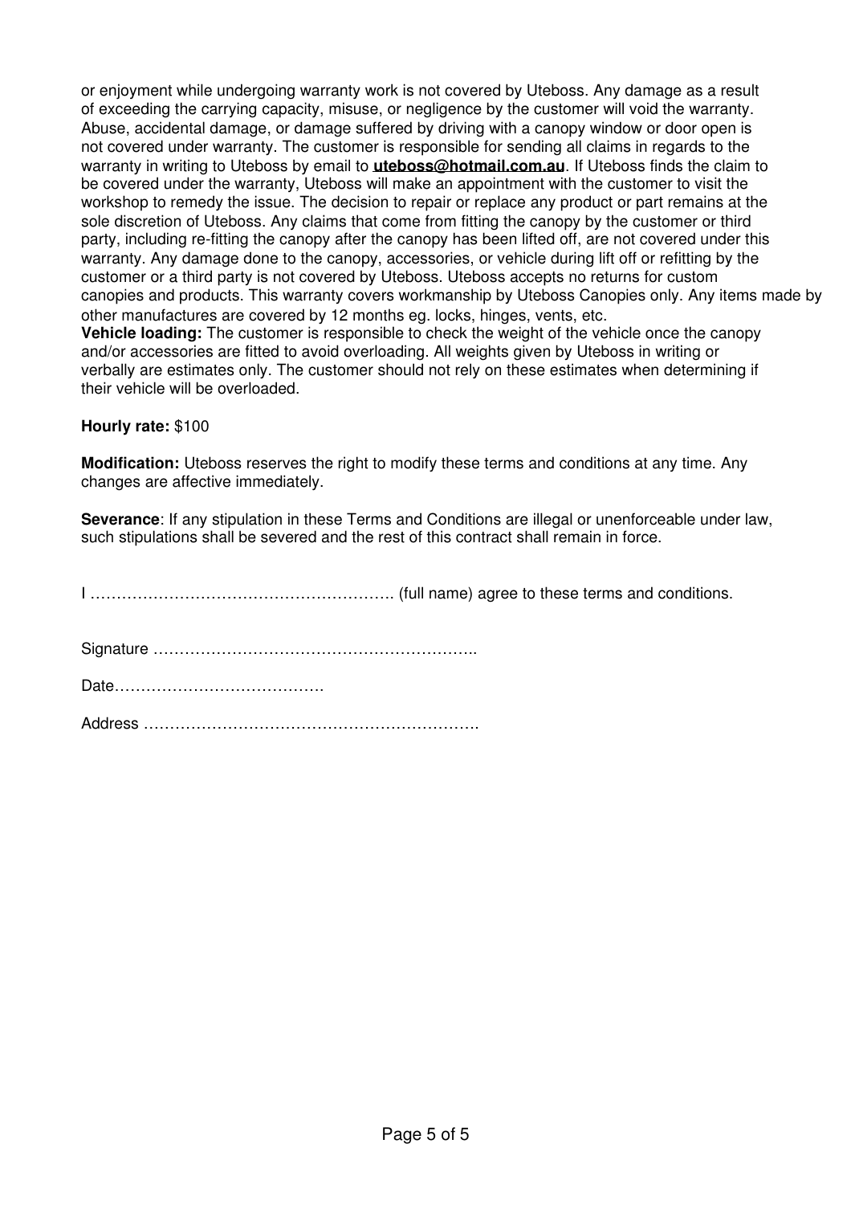or enjoyment while undergoing warranty work is not covered by Uteboss. Any damage as a result of exceeding the carrying capacity, misuse, or negligence by the customer will void the warranty. Abuse, accidental damage, or damage suffered by driving with a canopy window or door open is not covered under warranty. The customer is responsible for sending all claims in regards to the warranty in writing to Uteboss by email to **uteboss@hotmail.com.au**. If Uteboss finds the claim to be covered under the warranty, Uteboss will make an appointment with the customer to visit the workshop to remedy the issue. The decision to repair or replace any product or part remains at the sole discretion of Uteboss. Any claims that come from fitting the canopy by the customer or third party, including re-fitting the canopy after the canopy has been lifted off, are not covered under this warranty. Any damage done to the canopy, accessories, or vehicle during lift off or refitting by the customer or a third party is not covered by Uteboss. Uteboss accepts no returns for custom canopies and products. This warranty covers workmanship by Uteboss Canopies only. Any items made by other manufactures are covered by 12 months eg. locks, hinges, vents, etc.

**Vehicle loading:** The customer is responsible to check the weight of the vehicle once the canopy and/or accessories are fitted to avoid overloading. All weights given by Uteboss in writing or verbally are estimates only. The customer should not rely on these estimates when determining if their vehicle will be overloaded.

**Hourly rate:** $100

**Modification:** Uteboss reserves the right to modify these terms and conditions at any time. Any changes are affective immediately.

**Severance**: If any stipulation in these Terms and Conditions are illegal or unenforceable under law, such stipulations shall be severed and the rest of this contract shall remain in force.

I …………………………………………………. (full name) agree to these terms and conditions.

Signature ……………………………………………………..

Date………………………………….

Address ……………………………………………………….